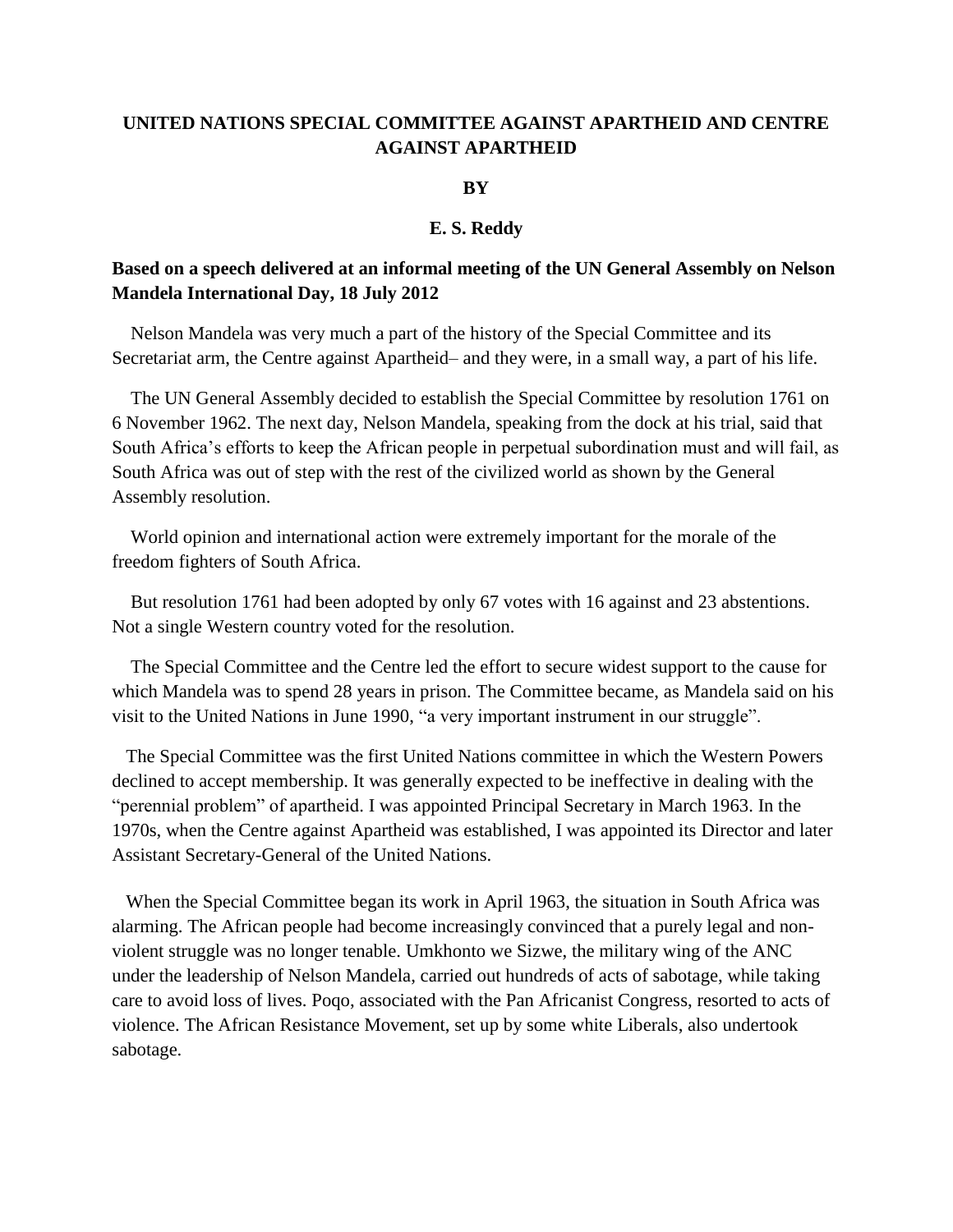# UNITED NATIONS SPECIAL COMMITTEE AGAINST APARTHEID AND CENTRE AGAINST APARTHEID

**BY**

**E. S. Reddy**

**Based on a speech delivered at an informal meeting of the UN General Assembly on Nelson Mandela International Day, 18 July 2012**

Nelson Mandela was very much a part of the history of the Special Committee and its Secretariat arm, the Centre against Apartheid– and they were, in a small way, a part of his life.

The UN General Assembly decided to establish the Special Committee by resolution 1761 on 6 November 1962. The next day, Nelson Mandela, speaking from the dock at his trial, said that South Africa's efforts to keep the African people in perpetual subordination must and will fail, as South Africa was out of step with the rest of the civilized world as shown by the General Assembly resolution.

World opinion and international action were extremely important for the morale of the freedom fighters of South Africa.

But resolution 1761 had been adopted by only 67 votes with 16 against and 23 abstentions. Not a single Western country voted for the resolution.

The Special Committee and the Centre led the effort to secure widest support to the cause for which Mandela was to spend 28 years in prison. The Committee became, as Mandela said on his visit to the United Nations in June 1990, "a very important instrument in our struggle".

The Special Committee was the first United Nations committee in which the Western Powers declined to accept membership. It was generally expected to be ineffective in dealing with the "perennial problem" of apartheid. I was appointed Principal Secretary in March 1963. In the 1970s, when the Centre against Apartheid was established, I was appointed its Director and later Assistant Secretary-General of the United Nations.

When the Special Committee began its work in April 1963, the situation in South Africa was alarming. The African people had become increasingly convinced that a purely legal and non-violent struggle was no longer tenable. Umkhonto we Sizwe, the military wing of the ANC under the leadership of Nelson Mandela, carried out hundreds of acts of sabotage, while taking care to avoid loss of lives. Poqo, associated with the Pan Africanist Congress, resorted to acts of violence. The African Resistance Movement, set up by some white Liberals, also undertook sabotage.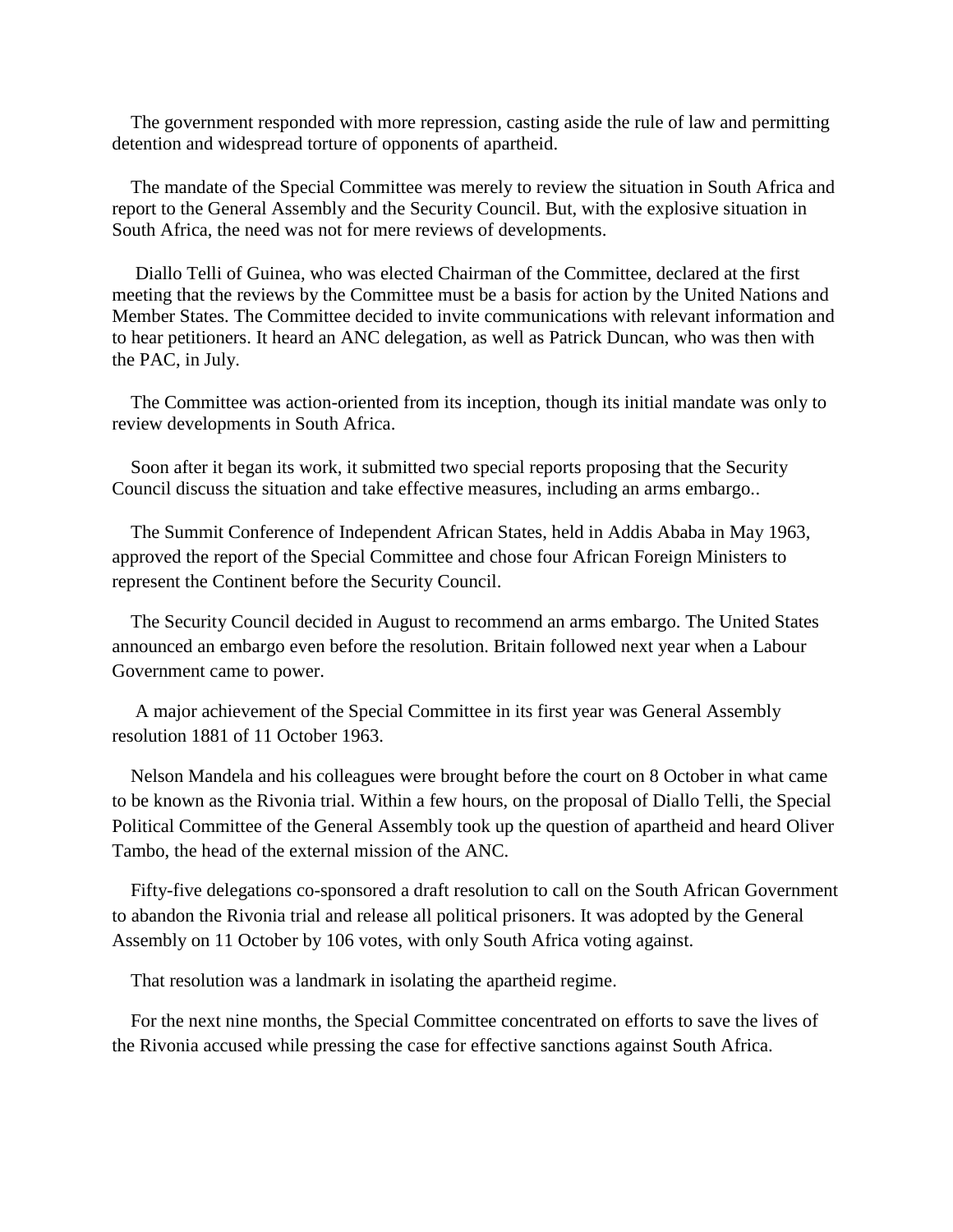The government responded with more repression, casting aside the rule of law and permitting detention and widespread torture of opponents of apartheid.

The mandate of the Special Committee was merely to review the situation in South Africa and report to the General Assembly and the Security Council. But, with the explosive situation in South Africa, the need was not for mere reviews of developments.

Diallo Telli of Guinea, who was elected Chairman of the Committee, declared at the first meeting that the reviews by the Committee must be a basis for action by the United Nations and Member States. The Committee decided to invite communications with relevant information and to hear petitioners. It heard an ANC delegation, as well as Patrick Duncan, who was then with the PAC, in July.

The Committee was action-oriented from its inception, though its initial mandate was only to review developments in South Africa.

Soon after it began its work, it submitted two special reports proposing that the Security Council discuss the situation and take effective measures, including an arms embargo..

The Summit Conference of Independent African States, held in Addis Ababa in May 1963, approved the report of the Special Committee and chose four African Foreign Ministers to represent the Continent before the Security Council.

The Security Council decided in August to recommend an arms embargo. The United States announced an embargo even before the resolution. Britain followed next year when a Labour Government came to power.

A major achievement of the Special Committee in its first year was General Assembly resolution 1881 of 11 October 1963.

Nelson Mandela and his colleagues were brought before the court on 8 October in what came to be known as the Rivonia trial. Within a few hours, on the proposal of Diallo Telli, the Special Political Committee of the General Assembly took up the question of apartheid and heard Oliver Tambo, the head of the external mission of the ANC.

Fifty-five delegations co-sponsored a draft resolution to call on the South African Government to abandon the Rivonia trial and release all political prisoners. It was adopted by the General Assembly on 11 October by 106 votes, with only South Africa voting against.

That resolution was a landmark in isolating the apartheid regime.

For the next nine months, the Special Committee concentrated on efforts to save the lives of the Rivonia accused while pressing the case for effective sanctions against South Africa.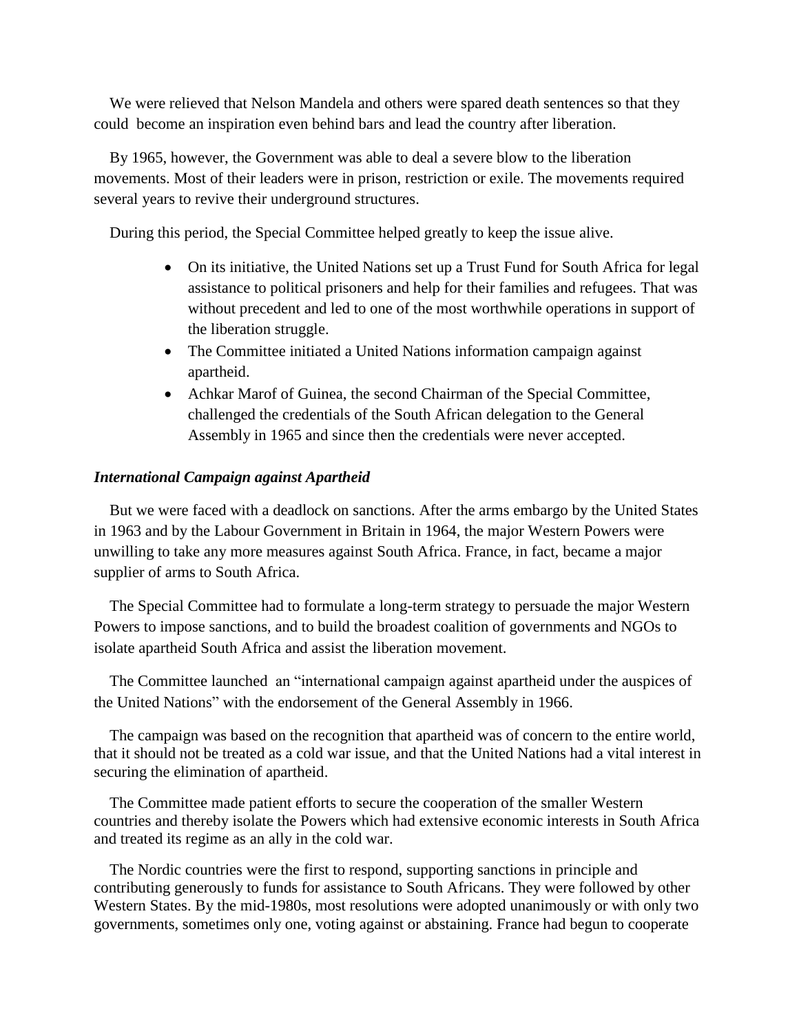We were relieved that Nelson Mandela and others were spared death sentences so that they could become an inspiration even behind bars and lead the country after liberation.

By 1965, however, the Government was able to deal a severe blow to the liberation movements. Most of their leaders were in prison, restriction or exile. The movements required several years to revive their underground structures.

During this period, the Special Committee helped greatly to keep the issue alive.

- On its initiative, the United Nations set up a Trust Fund for South Africa for legal assistance to political prisoners and help for their families and refugees. That was without precedent and led to one of the most worthwhile operations in support of the liberation struggle.
- The Committee initiated a United Nations information campaign against apartheid.
- Achkar Marof of Guinea, the second Chairman of the Special Committee, challenged the credentials of the South African delegation to the General Assembly in 1965 and since then the credentials were never accepted.

### *International Campaign against Apartheid*

But we were faced with a deadlock on sanctions. After the arms embargo by the United States in 1963 and by the Labour Government in Britain in 1964, the major Western Powers were unwilling to take any more measures against South Africa. France, in fact, became a major supplier of arms to South Africa.

The Special Committee had to formulate a long-term strategy to persuade the major Western Powers to impose sanctions, and to build the broadest coalition of governments and NGOs to isolate apartheid South Africa and assist the liberation movement.

The Committee launched an "international campaign against apartheid under the auspices of the United Nations" with the endorsement of the General Assembly in 1966.

The campaign was based on the recognition that apartheid was of concern to the entire world, that it should not be treated as a cold war issue, and that the United Nations had a vital interest in securing the elimination of apartheid.

The Committee made patient efforts to secure the cooperation of the smaller Western countries and thereby isolate the Powers which had extensive economic interests in South Africa and treated its regime as an ally in the cold war.

The Nordic countries were the first to respond, supporting sanctions in principle and contributing generously to funds for assistance to South Africans. They were followed by other Western States. By the mid-1980s, most resolutions were adopted unanimously or with only two governments, sometimes only one, voting against or abstaining. France had begun to cooperate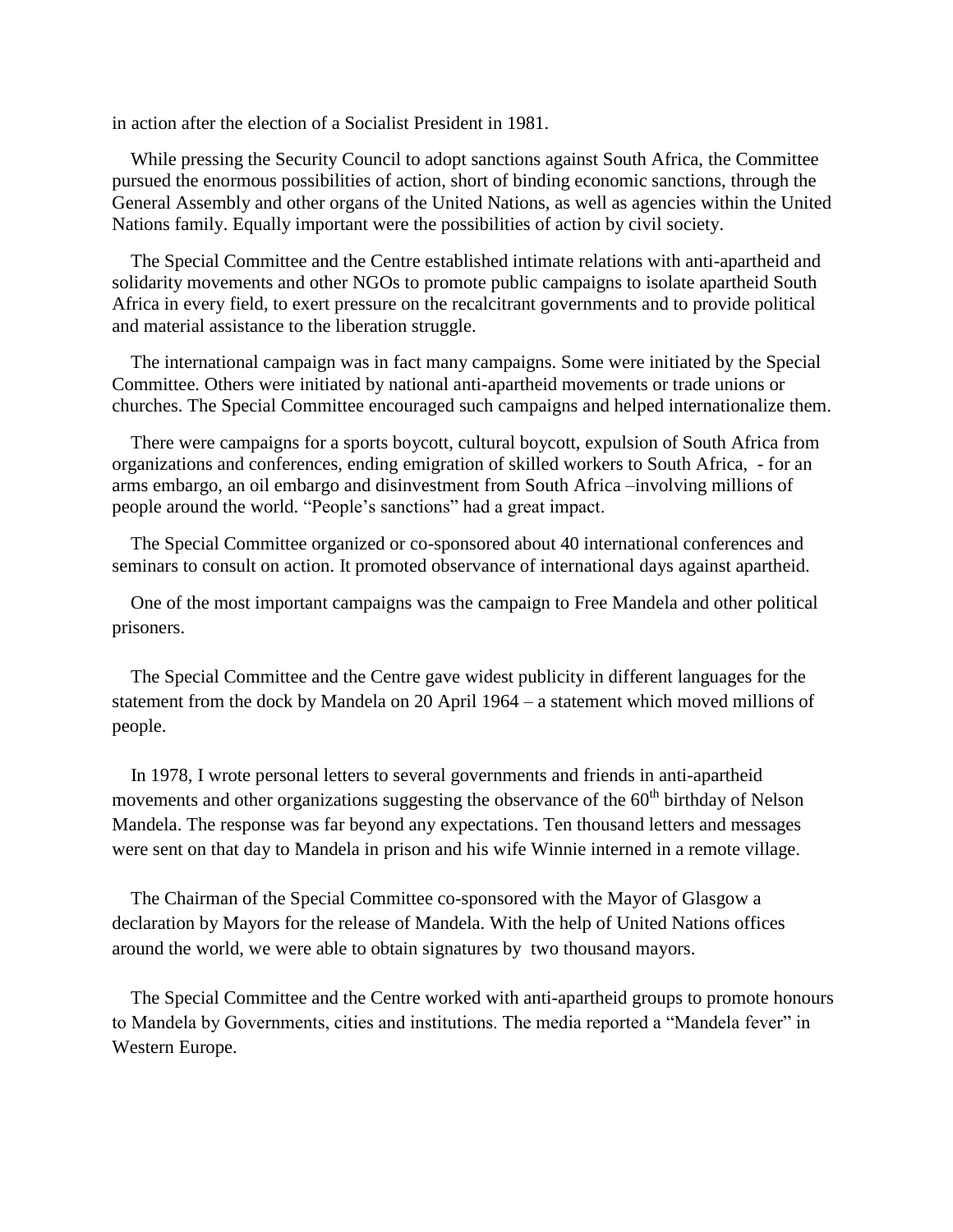in action after the election of a Socialist President in 1981.

While pressing the Security Council to adopt sanctions against South Africa, the Committee pursued the enormous possibilities of action, short of binding economic sanctions, through the General Assembly and other organs of the United Nations, as well as agencies within the United Nations family. Equally important were the possibilities of action by civil society.

The Special Committee and the Centre established intimate relations with anti-apartheid and solidarity movements and other NGOs to promote public campaigns to isolate apartheid South Africa in every field, to exert pressure on the recalcitrant governments and to provide political and material assistance to the liberation struggle.

The international campaign was in fact many campaigns. Some were initiated by the Special Committee. Others were initiated by national anti-apartheid movements or trade unions or churches. The Special Committee encouraged such campaigns and helped internationalize them.

There were campaigns for a sports boycott, cultural boycott, expulsion of South Africa from organizations and conferences, ending emigration of skilled workers to South Africa, - for an arms embargo, an oil embargo and disinvestment from South Africa –involving millions of people around the world. "People's sanctions" had a great impact.

The Special Committee organized or co-sponsored about 40 international conferences and seminars to consult on action. It promoted observance of international days against apartheid.

One of the most important campaigns was the campaign to Free Mandela and other political prisoners.

The Special Committee and the Centre gave widest publicity in different languages for the statement from the dock by Mandela on 20 April 1964 – a statement which moved millions of people.

In 1978, I wrote personal letters to several governments and friends in anti-apartheid movements and other organizations suggesting the observance of the 60th birthday of Nelson Mandela. The response was far beyond any expectations. Ten thousand letters and messages were sent on that day to Mandela in prison and his wife Winnie interned in a remote village.

The Chairman of the Special Committee co-sponsored with the Mayor of Glasgow a declaration by Mayors for the release of Mandela. With the help of United Nations offices around the world, we were able to obtain signatures by two thousand mayors.

The Special Committee and the Centre worked with anti-apartheid groups to promote honours to Mandela by Governments, cities and institutions. The media reported a "Mandela fever" in Western Europe.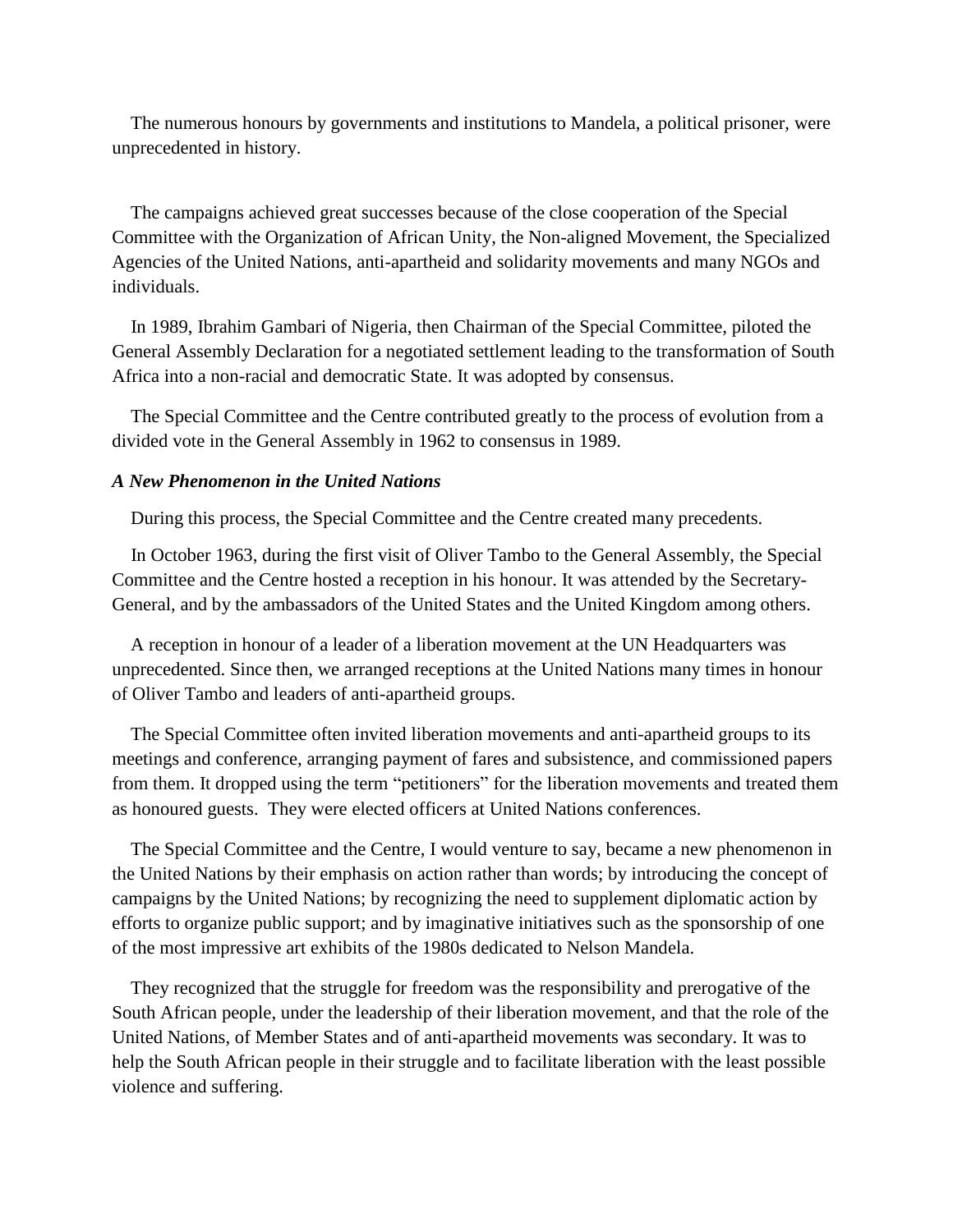The numerous honours by governments and institutions to Mandela, a political prisoner, were unprecedented in history.

The campaigns achieved great successes because of the close cooperation of the Special Committee with the Organization of African Unity, the Non-aligned Movement, the Specialized Agencies of the United Nations, anti-apartheid and solidarity movements and many NGOs and individuals.

In 1989, Ibrahim Gambari of Nigeria, then Chairman of the Special Committee, piloted the General Assembly Declaration for a negotiated settlement leading to the transformation of South Africa into a non-racial and democratic State. It was adopted by consensus.

The Special Committee and the Centre contributed greatly to the process of evolution from a divided vote in the General Assembly in 1962 to consensus in 1989.

***A New Phenomenon in the United Nations***

During this process, the Special Committee and the Centre created many precedents.

In October 1963, during the first visit of Oliver Tambo to the General Assembly, the Special Committee and the Centre hosted a reception in his honour. It was attended by the Secretary-General, and by the ambassadors of the United States and the United Kingdom among others.

A reception in honour of a leader of a liberation movement at the UN Headquarters was unprecedented. Since then, we arranged receptions at the United Nations many times in honour of Oliver Tambo and leaders of anti-apartheid groups.

The Special Committee often invited liberation movements and anti-apartheid groups to its meetings and conference, arranging payment of fares and subsistence, and commissioned papers from them. It dropped using the term "petitioners" for the liberation movements and treated them as honoured guests. They were elected officers at United Nations conferences.

The Special Committee and the Centre, I would venture to say, became a new phenomenon in the United Nations by their emphasis on action rather than words; by introducing the concept of campaigns by the United Nations; by recognizing the need to supplement diplomatic action by efforts to organize public support; and by imaginative initiatives such as the sponsorship of one of the most impressive art exhibits of the 1980s dedicated to Nelson Mandela.

They recognized that the struggle for freedom was the responsibility and prerogative of the South African people, under the leadership of their liberation movement, and that the role of the United Nations, of Member States and of anti-apartheid movements was secondary. It was to help the South African people in their struggle and to facilitate liberation with the least possible violence and suffering.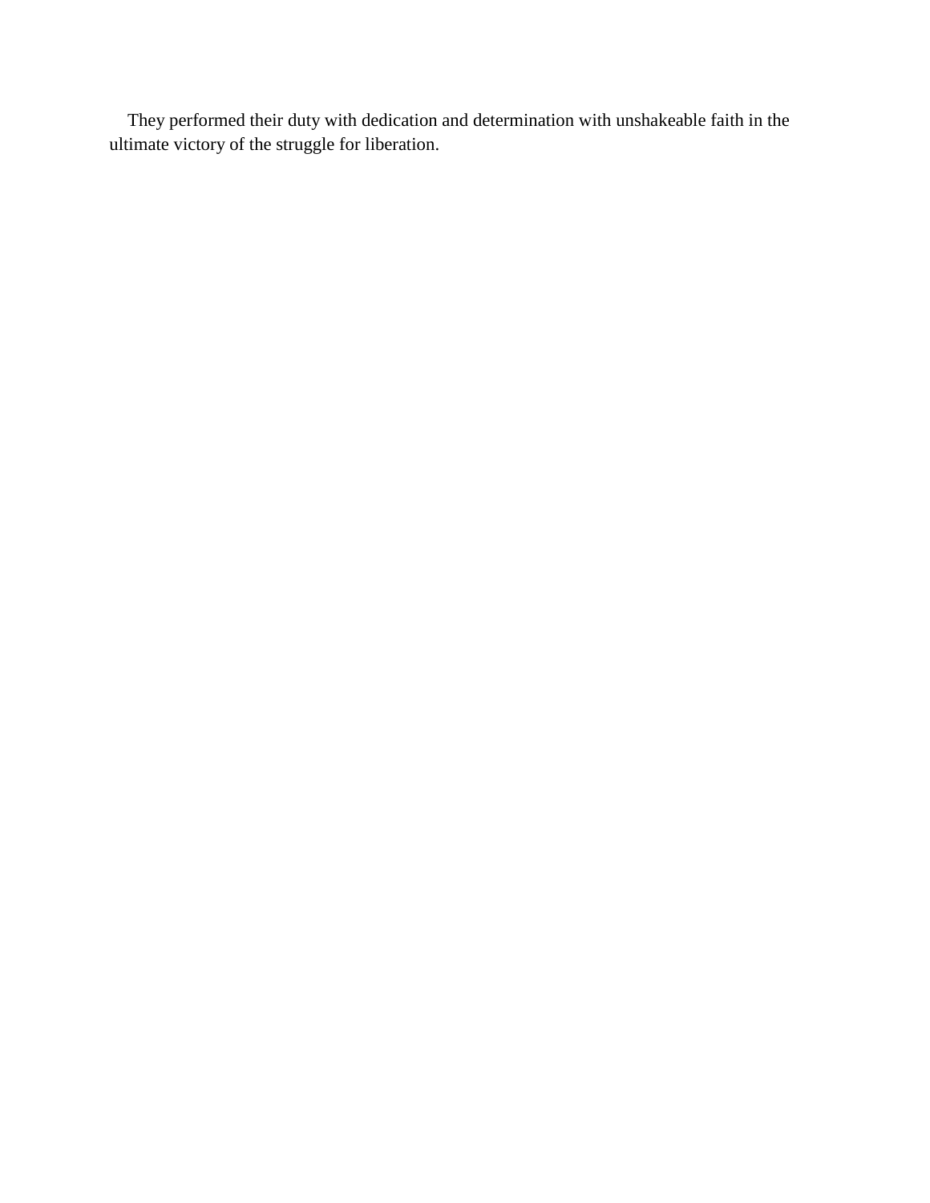They performed their duty with dedication and determination with unshakeable faith in the ultimate victory of the struggle for liberation.